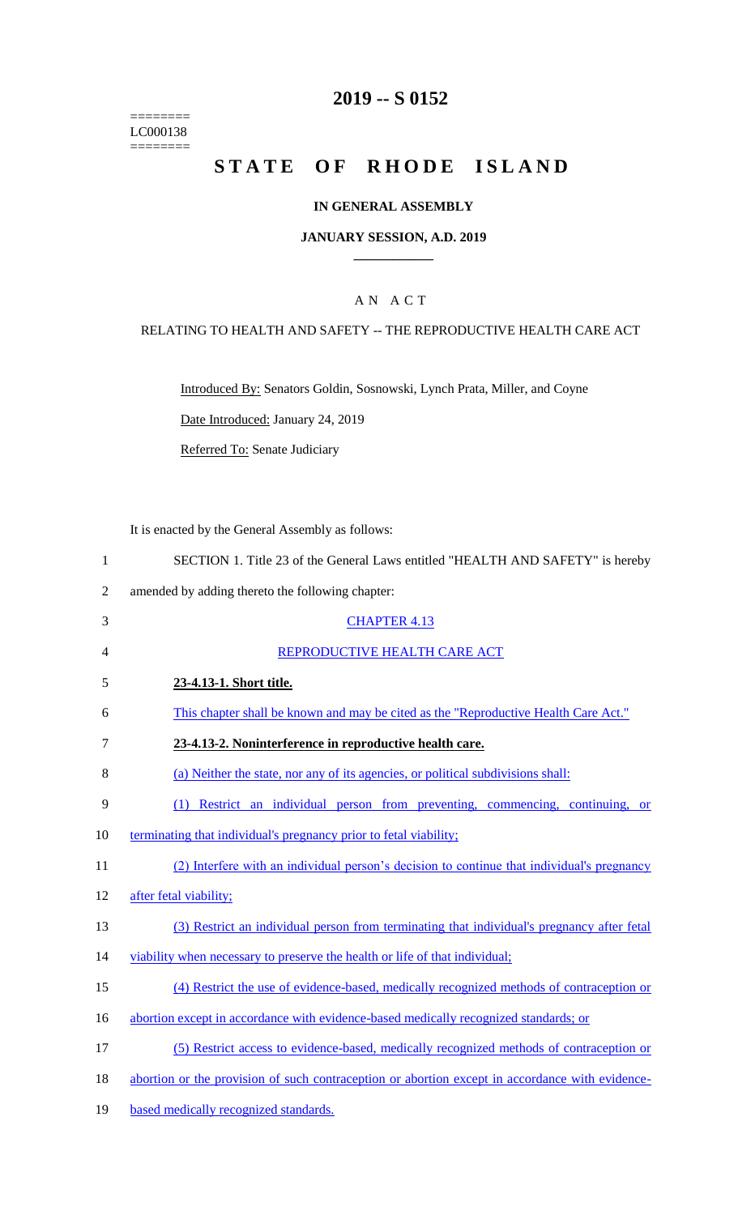========
LC000138
========

# 2019 -- S 0152

# STATE OF RHODE ISLAND

## IN GENERAL ASSEMBLY

### JANUARY SESSION, A.D. 2019

---

A N A C T

RELATING TO HEALTH AND SAFETY -- THE REPRODUCTIVE HEALTH CARE ACT

Introduced By: Senators Goldin, Sosnowski, Lynch Prata, Miller, and Coyne

Date Introduced: January 24, 2019

Referred To: Senate Judiciary

It is enacted by the General Assembly as follows:

1 SECTION 1. Title 23 of the General Laws entitled "HEALTH AND SAFETY" is hereby
2 amended by adding thereto the following chapter:

3 CHAPTER 4.13

4 REPRODUCTIVE HEALTH CARE ACT

5 **23-4.13-1. Short title.**

6 This chapter shall be known and may be cited as the "Reproductive Health Care Act."

7 **23-4.13-2. Noninterference in reproductive health care.**

8 (a) Neither the state, nor any of its agencies, or political subdivisions shall:

9 (1) Restrict an individual person from preventing, commencing, continuing, or
10 terminating that individual's pregnancy prior to fetal viability;

11 (2) Interfere with an individual person's decision to continue that individual's pregnancy
12 after fetal viability;

13 (3) Restrict an individual person from terminating that individual's pregnancy after fetal
14 viability when necessary to preserve the health or life of that individual;

15 (4) Restrict the use of evidence-based, medically recognized methods of contraception or
16 abortion except in accordance with evidence-based medically recognized standards; or

17 (5) Restrict access to evidence-based, medically recognized methods of contraception or
18 abortion or the provision of such contraception or abortion except in accordance with evidence-
19 based medically recognized standards.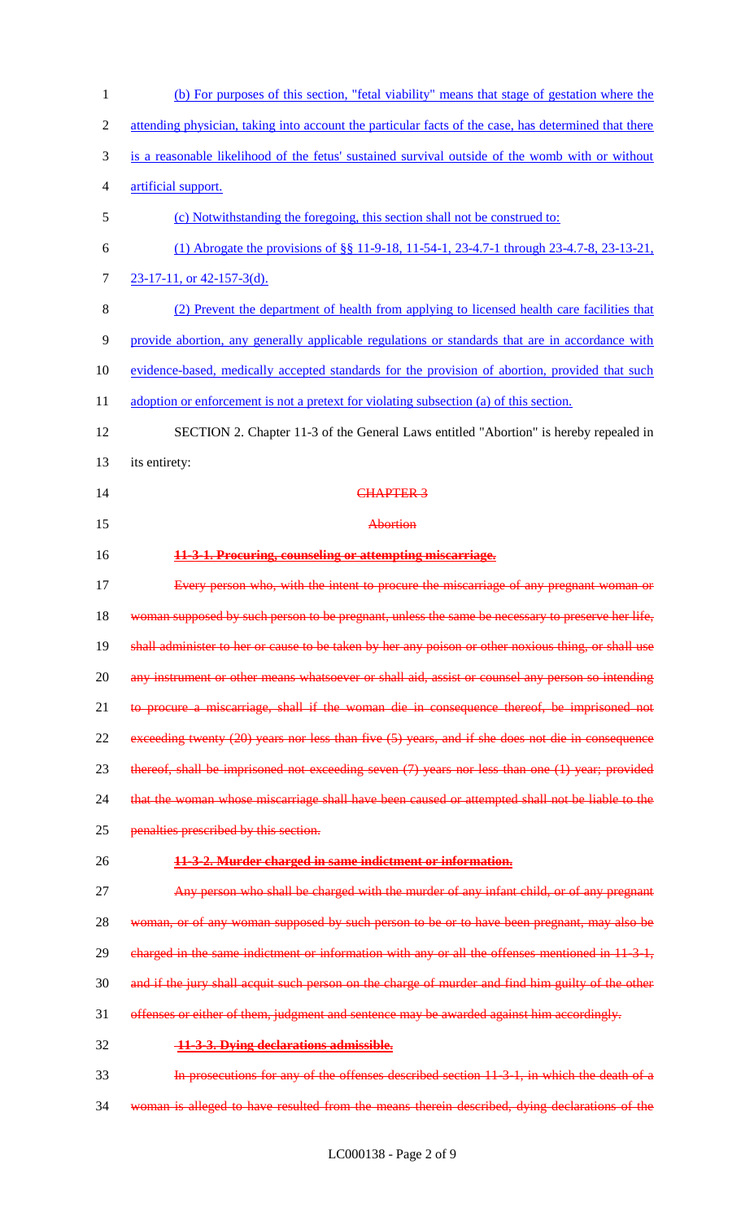(b) For purposes of this section, "fetal viability" means that stage of gestation where the attending physician, taking into account the particular facts of the case, has determined that there is a reasonable likelihood of the fetus' sustained survival outside of the womb with or without artificial support.

(c) Notwithstanding the foregoing, this section shall not be construed to:

(1) Abrogate the provisions of §§ 11-9-18, 11-54-1, 23-4.7-1 through 23-4.7-8, 23-13-21, 23-17-11, or 42-157-3(d).

(2) Prevent the department of health from applying to licensed health care facilities that provide abortion, any generally applicable regulations or standards that are in accordance with evidence-based, medically accepted standards for the provision of abortion, provided that such adoption or enforcement is not a pretext for violating subsection (a) of this section.

SECTION 2. Chapter 11-3 of the General Laws entitled "Abortion" is hereby repealed in its entirety:

~~CHAPTER 3~~

~~Abortion~~

**~~11-3-1. Procuring, counseling or attempting miscarriage.~~**

~~Every person who, with the intent to procure the miscarriage of any pregnant woman or woman supposed by such person to be pregnant, unless the same be necessary to preserve her life, shall administer to her or cause to be taken by her any poison or other noxious thing, or shall use any instrument or other means whatsoever or shall aid, assist or counsel any person so intending to procure a miscarriage, shall if the woman die in consequence thereof, be imprisoned not exceeding twenty (20) years nor less than five (5) years, and if she does not die in consequence thereof, shall be imprisoned not exceeding seven (7) years nor less than one (1) year; provided that the woman whose miscarriage shall have been caused or attempted shall not be liable to the penalties prescribed by this section.~~

**~~11-3-2. Murder charged in same indictment or information.~~**

~~Any person who shall be charged with the murder of any infant child, or of any pregnant woman, or of any woman supposed by such person to be or to have been pregnant, may also be charged in the same indictment or information with any or all the offenses mentioned in 11-3-1, and if the jury shall acquit such person on the charge of murder and find him guilty of the other offenses or either of them, judgment and sentence may be awarded against him accordingly.~~

**~~11-3-3. Dying declarations admissible.~~**

~~In prosecutions for any of the offenses described section 11-3-1, in which the death of a woman is alleged to have resulted from the means therein described, dying declarations of the~~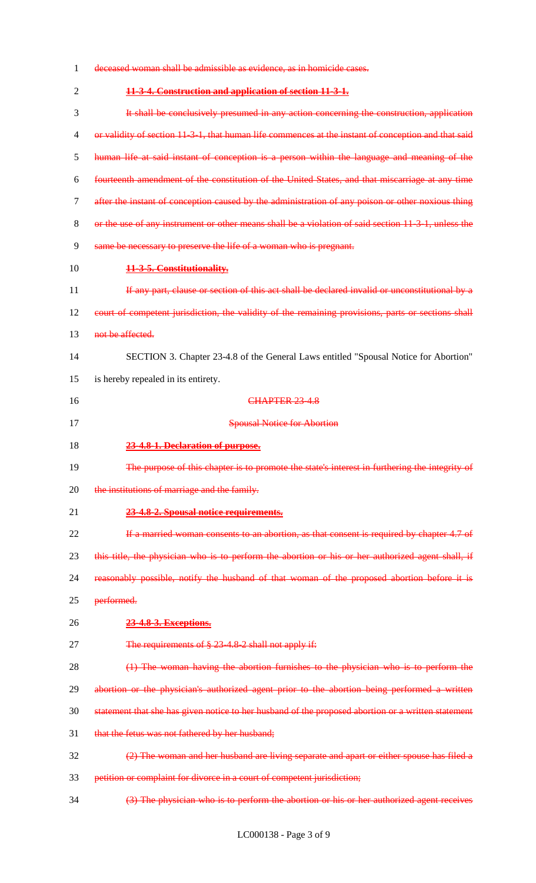~~deceased woman shall be admissible as evidence, as in homicide cases.~~

~~**11-3-4. Construction and application of section 11-3-1.**~~

~~It shall be conclusively presumed in any action concerning the construction, application or validity of section 11-3-1, that human life commences at the instant of conception and that said human life at said instant of conception is a person within the language and meaning of the fourteenth amendment of the constitution of the United States, and that miscarriage at any time after the instant of conception caused by the administration of any poison or other noxious thing or the use of any instrument or other means shall be a violation of said section 11-3-1, unless the same be necessary to preserve the life of a woman who is pregnant.~~

~~**11-3-5. Constitutionality.**~~

~~If any part, clause or section of this act shall be declared invalid or unconstitutional by a court of competent jurisdiction, the validity of the remaining provisions, parts or sections shall not be affected.~~

SECTION 3. Chapter 23-4.8 of the General Laws entitled "Spousal Notice for Abortion" is hereby repealed in its entirety.

~~CHAPTER 23-4.8~~

~~Spousal Notice for Abortion~~

~~**23-4.8-1. Declaration of purpose.**~~

~~The purpose of this chapter is to promote the state's interest in furthering the integrity of the institutions of marriage and the family.~~

~~**23-4.8-2. Spousal notice requirements.**~~

~~If a married woman consents to an abortion, as that consent is required by chapter 4.7 of this title, the physician who is to perform the abortion or his or her authorized agent shall, if reasonably possible, notify the husband of that woman of the proposed abortion before it is performed.~~

~~**23-4.8-3. Exceptions.**~~

~~The requirements of § 23-4.8-2 shall not apply if:~~

~~(1) The woman having the abortion furnishes to the physician who is to perform the abortion or the physician's authorized agent prior to the abortion being performed a written statement that she has given notice to her husband of the proposed abortion or a written statement that the fetus was not fathered by her husband;~~

~~(2) The woman and her husband are living separate and apart or either spouse has filed a petition or complaint for divorce in a court of competent jurisdiction;~~

~~(3) The physician who is to perform the abortion or his or her authorized agent receives~~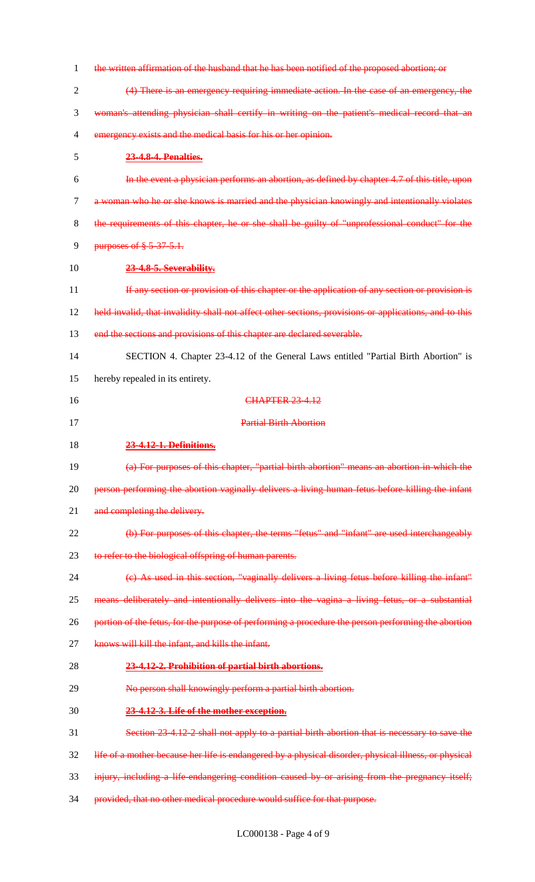the written affirmation of the husband that he has been notified of the proposed abortion; or

(4) There is an emergency requiring immediate action. In the case of an emergency, the woman's attending physician shall certify in writing on the patient's medical record that an emergency exists and the medical basis for his or her opinion.

**23-4.8-4. Penalties.**

In the event a physician performs an abortion, as defined by chapter 4.7 of this title, upon a woman who he or she knows is married and the physician knowingly and intentionally violates the requirements of this chapter, he or she shall be guilty of "unprofessional conduct" for the purposes of § 5-37-5.1.

**23-4.8-5. Severability.**

If any section or provision of this chapter or the application of any section or provision is held invalid, that invalidity shall not affect other sections, provisions or applications, and to this end the sections and provisions of this chapter are declared severable.

SECTION 4. Chapter 23-4.12 of the General Laws entitled "Partial Birth Abortion" is hereby repealed in its entirety.

CHAPTER 23-4.12

Partial Birth Abortion

**23-4.12-1. Definitions.**

(a) For purposes of this chapter, "partial birth abortion" means an abortion in which the person performing the abortion vaginally delivers a living human fetus before killing the infant and completing the delivery.

(b) For purposes of this chapter, the terms "fetus" and "infant" are used interchangeably to refer to the biological offspring of human parents.

(c) As used in this section, "vaginally delivers a living fetus before killing the infant" means deliberately and intentionally delivers into the vagina a living fetus, or a substantial portion of the fetus, for the purpose of performing a procedure the person performing the abortion knows will kill the infant, and kills the infant.

**23-4.12-2. Prohibition of partial birth abortions.**

No person shall knowingly perform a partial birth abortion.

**23-4.12-3. Life of the mother exception.**

Section 23-4.12-2 shall not apply to a partial birth abortion that is necessary to save the life of a mother because her life is endangered by a physical disorder, physical illness, or physical injury, including a life-endangering condition caused by or arising from the pregnancy itself; provided, that no other medical procedure would suffice for that purpose.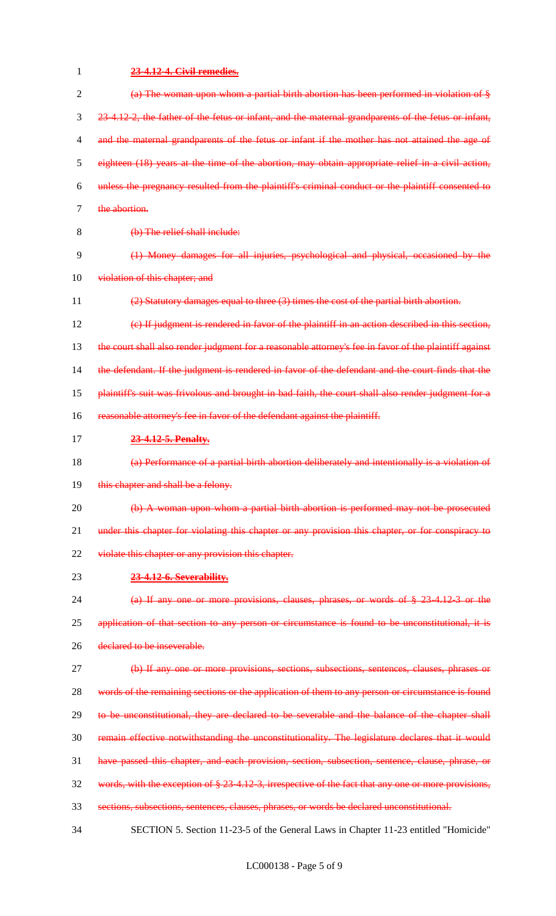~~**23-4.12-4. Civil remedies.**~~

~~(a) The woman upon whom a partial birth abortion has been performed in violation of § 23-4.12-2, the father of the fetus or infant, and the maternal grandparents of the fetus or infant, and the maternal grandparents of the fetus or infant if the mother has not attained the age of eighteen (18) years at the time of the abortion, may obtain appropriate relief in a civil action, unless the pregnancy resulted from the plaintiff's criminal conduct or the plaintiff consented to the abortion.~~

~~(b) The relief shall include:~~

~~(1) Money damages for all injuries, psychological and physical, occasioned by the violation of this chapter; and~~

~~(2) Statutory damages equal to three (3) times the cost of the partial birth abortion.~~

~~(c) If judgment is rendered in favor of the plaintiff in an action described in this section, the court shall also render judgment for a reasonable attorney's fee in favor of the plaintiff against the defendant. If the judgment is rendered in favor of the defendant and the court finds that the plaintiff's suit was frivolous and brought in bad faith, the court shall also render judgment for a reasonable attorney's fee in favor of the defendant against the plaintiff.~~

~~**23-4.12-5. Penalty.**~~

~~(a) Performance of a partial birth abortion deliberately and intentionally is a violation of this chapter and shall be a felony.~~

~~(b) A woman upon whom a partial birth abortion is performed may not be prosecuted under this chapter for violating this chapter or any provision this chapter, or for conspiracy to violate this chapter or any provision this chapter.~~

~~**23-4.12-6. Severability.**~~

~~(a) If any one or more provisions, clauses, phrases, or words of § 23-4.12-3 or the application of that section to any person or circumstance is found to be unconstitutional, it is declared to be inseverable.~~

~~(b) If any one or more provisions, sections, subsections, sentences, clauses, phrases or words of the remaining sections or the application of them to any person or circumstance is found to be unconstitutional, they are declared to be severable and the balance of the chapter shall remain effective notwithstanding the unconstitutionality. The legislature declares that it would have passed this chapter, and each provision, section, subsection, sentence, clause, phrase, or words, with the exception of § 23-4.12-3, irrespective of the fact that any one or more provisions, sections, subsections, sentences, clauses, phrases, or words be declared unconstitutional.~~

SECTION 5. Section 11-23-5 of the General Laws in Chapter 11-23 entitled "Homicide"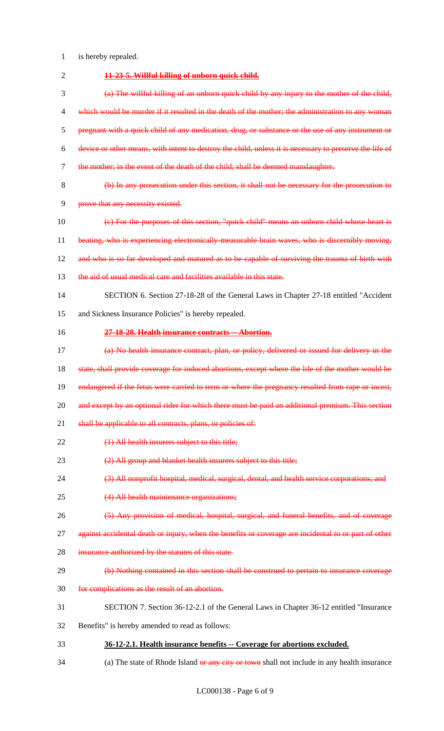is hereby repealed.

~~**11-23-5. Willful killing of unborn quick child.**~~

~~(a) The willful killing of an unborn quick child by any injury to the mother of the child, which would be murder if it resulted in the death of the mother; the administration to any woman pregnant with a quick child of any medication, drug, or substance or the use of any instrument or device or other means, with intent to destroy the child, unless it is necessary to preserve the life of the mother; in the event of the death of the child; shall be deemed manslaughter.~~

~~(b) In any prosecution under this section, it shall not be necessary for the prosecution to prove that any necessity existed.~~

~~(c) For the purposes of this section, "quick child" means an unborn child whose heart is beating, who is experiencing electronically-measurable brain waves, who is discernibly moving, and who is so far developed and matured as to be capable of surviving the trauma of birth with the aid of usual medical care and facilities available in this state.~~

SECTION 6. Section 27-18-28 of the General Laws in Chapter 27-18 entitled "Accident and Sickness Insurance Policies" is hereby repealed.

~~**27-18-28. Health insurance contracts -- Abortion.**~~

~~(a) No health insurance contract, plan, or policy, delivered or issued for delivery in the state, shall provide coverage for induced abortions, except where the life of the mother would be endangered if the fetus were carried to term or where the pregnancy resulted from rape or incest, and except by an optional rider for which there must be paid an additional premium. This section shall be applicable to all contracts, plans, or policies of:~~

~~(1) All health insurers subject to this title;~~

~~(2) All group and blanket health insurers subject to this title;~~

~~(3) All nonprofit hospital, medical, surgical, dental, and health service corporations; and~~

~~(4) All health maintenance organizations;~~

~~(5) Any provision of medical, hospital, surgical, and funeral benefits, and of coverage against accidental death or injury, when the benefits or coverage are incidental to or part of other insurance authorized by the statutes of this state.~~

~~(b) Nothing contained in this section shall be construed to pertain to insurance coverage for complications as the result of an abortion.~~

SECTION 7. Section 36-12-2.1 of the General Laws in Chapter 36-12 entitled "Insurance Benefits" is hereby amended to read as follows:

**36-12-2.1. Health insurance benefits -- Coverage for abortions excluded.**

(a) The state of Rhode Island ~~or any city or town~~ shall not include in any health insurance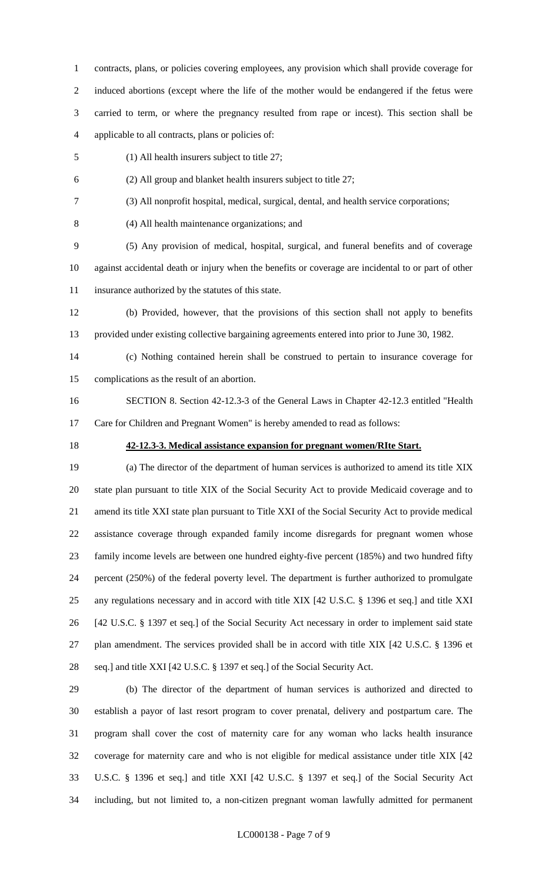contracts, plans, or policies covering employees, any provision which shall provide coverage for induced abortions (except where the life of the mother would be endangered if the fetus were carried to term, or where the pregnancy resulted from rape or incest). This section shall be applicable to all contracts, plans or policies of:

(1) All health insurers subject to title 27;

(2) All group and blanket health insurers subject to title 27;

(3) All nonprofit hospital, medical, surgical, dental, and health service corporations;

(4) All health maintenance organizations; and

(5) Any provision of medical, hospital, surgical, and funeral benefits and of coverage against accidental death or injury when the benefits or coverage are incidental to or part of other insurance authorized by the statutes of this state.

(b) Provided, however, that the provisions of this section shall not apply to benefits provided under existing collective bargaining agreements entered into prior to June 30, 1982.

(c) Nothing contained herein shall be construed to pertain to insurance coverage for complications as the result of an abortion.

SECTION 8. Section 42-12.3-3 of the General Laws in Chapter 42-12.3 entitled "Health Care for Children and Pregnant Women" is hereby amended to read as follows:

**42-12.3-3. Medical assistance expansion for pregnant women/RIte Start.**

(a) The director of the department of human services is authorized to amend its title XIX state plan pursuant to title XIX of the Social Security Act to provide Medicaid coverage and to amend its title XXI state plan pursuant to Title XXI of the Social Security Act to provide medical assistance coverage through expanded family income disregards for pregnant women whose family income levels are between one hundred eighty-five percent (185%) and two hundred fifty percent (250%) of the federal poverty level. The department is further authorized to promulgate any regulations necessary and in accord with title XIX [42 U.S.C. § 1396 et seq.] and title XXI [42 U.S.C. § 1397 et seq.] of the Social Security Act necessary in order to implement said state plan amendment. The services provided shall be in accord with title XIX [42 U.S.C. § 1396 et seq.] and title XXI [42 U.S.C. § 1397 et seq.] of the Social Security Act.

(b) The director of the department of human services is authorized and directed to establish a payor of last resort program to cover prenatal, delivery and postpartum care. The program shall cover the cost of maternity care for any woman who lacks health insurance coverage for maternity care and who is not eligible for medical assistance under title XIX [42 U.S.C. § 1396 et seq.] and title XXI [42 U.S.C. § 1397 et seq.] of the Social Security Act including, but not limited to, a non-citizen pregnant woman lawfully admitted for permanent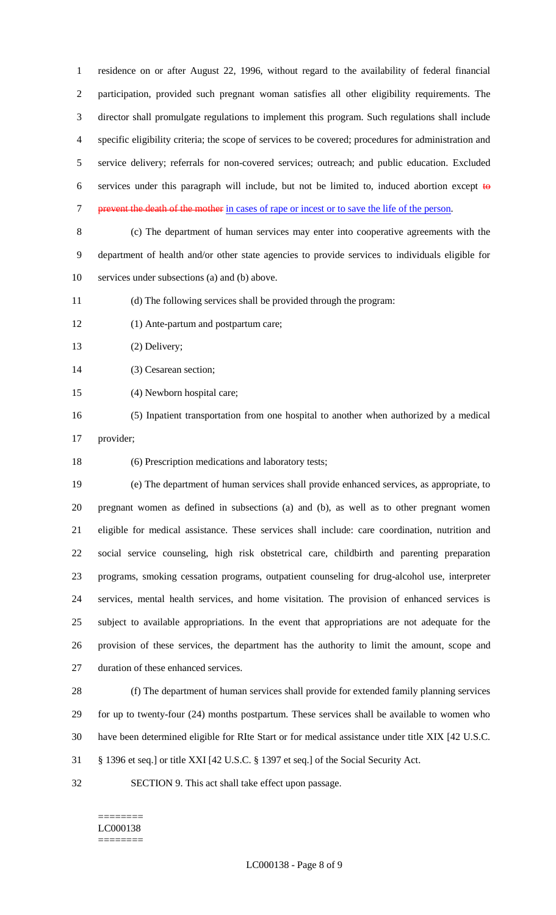residence on or after August 22, 1996, without regard to the availability of federal financial participation, provided such pregnant woman satisfies all other eligibility requirements. The director shall promulgate regulations to implement this program. Such regulations shall include specific eligibility criteria; the scope of services to be covered; procedures for administration and service delivery; referrals for non-covered services; outreach; and public education. Excluded services under this paragraph will include, but not be limited to, induced abortion except ~~to prevent the death of the mother~~ in cases of rape or incest or to save the life of the person.

(c) The department of human services may enter into cooperative agreements with the department of health and/or other state agencies to provide services to individuals eligible for services under subsections (a) and (b) above.

(d) The following services shall be provided through the program:

(1) Ante-partum and postpartum care;

(2) Delivery;

(3) Cesarean section;

(4) Newborn hospital care;

(5) Inpatient transportation from one hospital to another when authorized by a medical provider;

(6) Prescription medications and laboratory tests;

(e) The department of human services shall provide enhanced services, as appropriate, to pregnant women as defined in subsections (a) and (b), as well as to other pregnant women eligible for medical assistance. These services shall include: care coordination, nutrition and social service counseling, high risk obstetrical care, childbirth and parenting preparation programs, smoking cessation programs, outpatient counseling for drug-alcohol use, interpreter services, mental health services, and home visitation. The provision of enhanced services is subject to available appropriations. In the event that appropriations are not adequate for the provision of these services, the department has the authority to limit the amount, scope and duration of these enhanced services.

(f) The department of human services shall provide for extended family planning services for up to twenty-four (24) months postpartum. These services shall be available to women who have been determined eligible for RIte Start or for medical assistance under title XIX [42 U.S.C. § 1396 et seq.] or title XXI [42 U.S.C. § 1397 et seq.] of the Social Security Act.

SECTION 9. This act shall take effect upon passage.

========
LC000138
========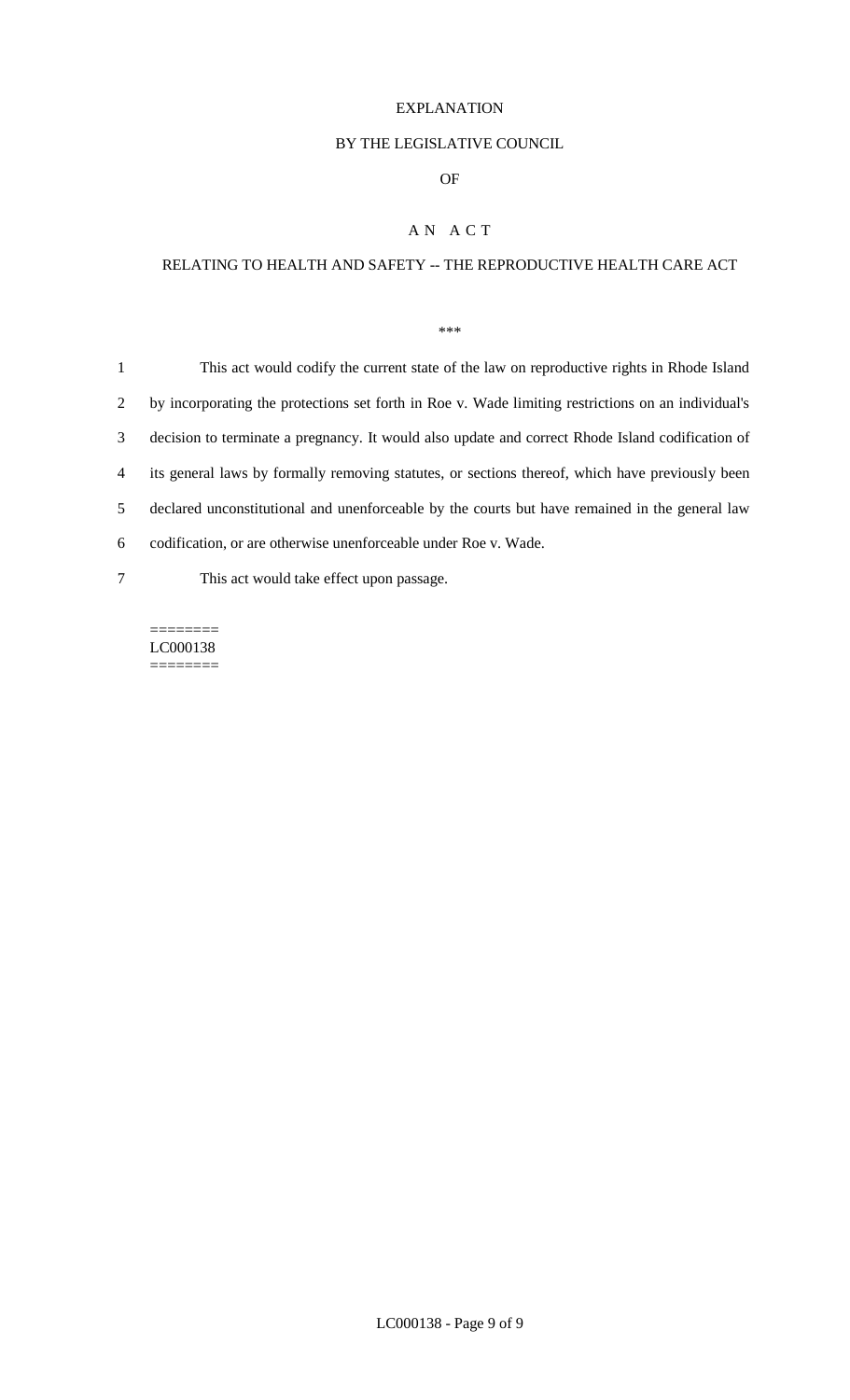EXPLANATION

BY THE LEGISLATIVE COUNCIL

OF

A N A C T

RELATING TO HEALTH AND SAFETY -- THE REPRODUCTIVE HEALTH CARE ACT

\*\*\*

This act would codify the current state of the law on reproductive rights in Rhode Island by incorporating the protections set forth in Roe v. Wade limiting restrictions on an individual's decision to terminate a pregnancy. It would also update and correct Rhode Island codification of its general laws by formally removing statutes, or sections thereof, which have previously been declared unconstitutional and unenforceable by the courts but have remained in the general law codification, or are otherwise unenforceable under Roe v. Wade.

This act would take effect upon passage.

========
LC000138
========